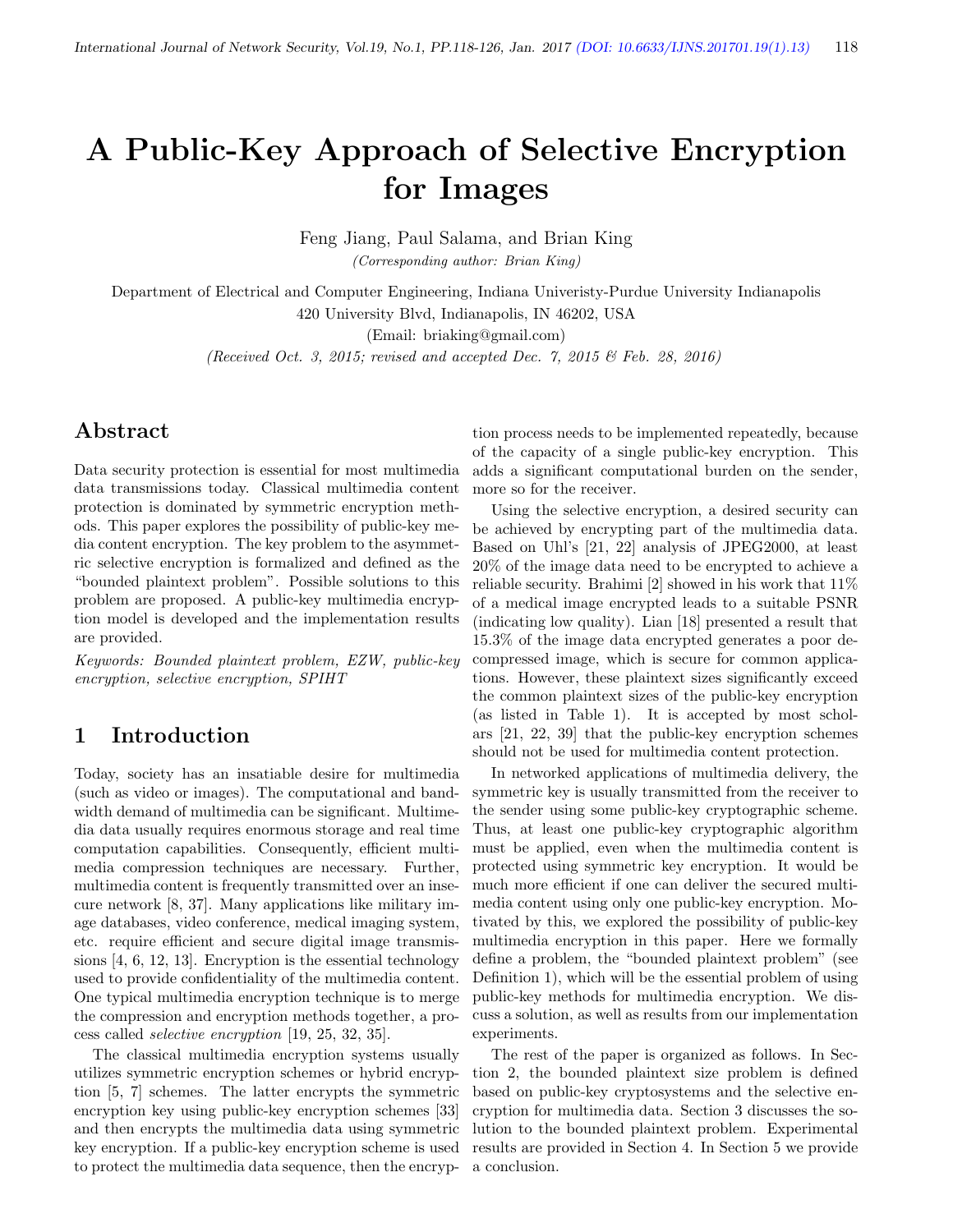# A Public-Key Approach of Selective Encryption for Images

Feng Jiang, Paul Salama, and Brian King

*(Corresponding author: Brian King)*

Department of Electrical and Computer Engineering, Indiana Univeristy-Purdue University Indianapolis

420 University Blvd, Indianapolis, IN 46202, USA

(Email: briaking@gmail.com)

*(Received Oct. 3, 2015; revised and accepted Dec. 7, 2015 & Feb. 28, 2016)*

## Abstract

Data security protection is essential for most multimedia data transmissions today. Classical multimedia content protection is dominated by symmetric encryption methods. This paper explores the possibility of public-key media content encryption. The key problem to the asymmetric selective encryption is formalized and defined as the "bounded plaintext problem". Possible solutions to this problem are proposed. A public-key multimedia encryption model is developed and the implementation results are provided.

*Keywords: Bounded plaintext problem, EZW, public-key encryption, selective encryption, SPIHT*

## 1 Introduction

Today, society has an insatiable desire for multimedia (such as video or images). The computational and bandwidth demand of multimedia can be significant. Multimedia data usually requires enormous storage and real time computation capabilities. Consequently, efficient multimedia compression techniques are necessary. Further, multimedia content is frequently transmitted over an insecure network [8, 37]. Many applications like military image databases, video conference, medical imaging system, etc. require efficient and secure digital image transmissions [4, 6, 12, 13]. Encryption is the essential technology used to provide confidentiality of the multimedia content. One typical multimedia encryption technique is to merge the compression and encryption methods together, a process called *selective encryption* [19, 25, 32, 35].

The classical multimedia encryption systems usually utilizes symmetric encryption schemes or hybrid encryption [5, 7] schemes. The latter encrypts the symmetric encryption key using public-key encryption schemes [33] and then encrypts the multimedia data using symmetric key encryption. If a public-key encryption scheme is used to protect the multimedia data sequence, then the encryption process needs to be implemented repeatedly, because of the capacity of a single public-key encryption. This adds a significant computational burden on the sender, more so for the receiver.

Using the selective encryption, a desired security can be achieved by encrypting part of the multimedia data. Based on Uhl's [21, 22] analysis of JPEG2000, at least 20% of the image data need to be encrypted to achieve a reliable security. Brahimi [2] showed in his work that 11% of a medical image encrypted leads to a suitable PSNR (indicating low quality). Lian [18] presented a result that 15.3% of the image data encrypted generates a poor decompressed image, which is secure for common applications. However, these plaintext sizes significantly exceed the common plaintext sizes of the public-key encryption (as listed in Table 1). It is accepted by most scholars [21, 22, 39] that the public-key encryption schemes should not be used for multimedia content protection.

In networked applications of multimedia delivery, the symmetric key is usually transmitted from the receiver to the sender using some public-key cryptographic scheme. Thus, at least one public-key cryptographic algorithm must be applied, even when the multimedia content is protected using symmetric key encryption. It would be much more efficient if one can deliver the secured multimedia content using only one public-key encryption. Motivated by this, we explored the possibility of public-key multimedia encryption in this paper. Here we formally define a problem, the "bounded plaintext problem" (see Definition 1), which will be the essential problem of using public-key methods for multimedia encryption. We discuss a solution, as well as results from our implementation experiments.

The rest of the paper is organized as follows. In Section 2, the bounded plaintext size problem is defined based on public-key cryptosystems and the selective encryption for multimedia data. Section 3 discusses the solution to the bounded plaintext problem. Experimental results are provided in Section 4. In Section 5 we provide a conclusion.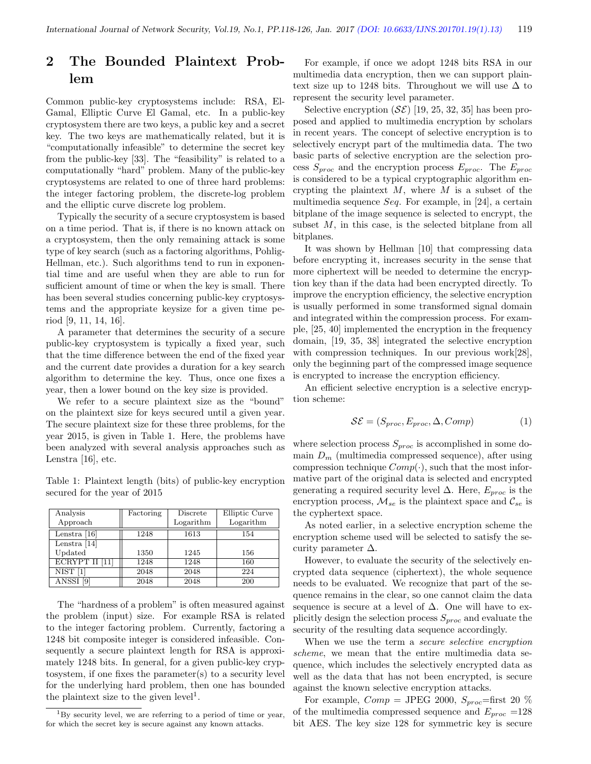## 2 The Bounded Plaintext Problem

Common public-key cryptosystems include: RSA, ElGamal, Elliptic Curve El Gamal, etc. In a public-key cryptosystem there are two keys, a public key and a secret key. The two keys are mathematically related, but it is "computationally infeasible" to determine the secret key from the public-key [33]. The "feasibility" is related to a computationally "hard" problem. Many of the public-key cryptosystems are related to one of three hard problems: the integer factoring problem, the discrete-log problem and the elliptic curve discrete log problem.

Typically the security of a secure cryptosystem is based on a time period. That is, if there is no known attack on a cryptosystem, then the only remaining attack is some type of key search (such as a factoring algorithms, Pohlig-Hellman, etc.). Such algorithms tend to run in exponential time and are useful when they are able to run for sufficient amount of time or when the key is small. There has been several studies concerning public-key cryptosystems and the appropriate keysize for a given time period [9, 11, 14, 16].

A parameter that determines the security of a secure public-key cryptosystem is typically a fixed year, such that the time difference between the end of the fixed year and the current date provides a duration for a key search algorithm to determine the key. Thus, once one fixes a year, then a lower bound on the key size is provided.

We refer to a secure plaintext size as the "bound" on the plaintext size for keys secured until a given year. The secure plaintext size for these three problems, for the year 2015, is given in Table 1. Here, the problems have been analyzed with several analysis approaches such as Lenstra [16], etc.

Table 1: Plaintext length (bits) of public-key encryption secured for the year of 2015

| Analysis Approach | Factoring | Discrete Logarithm | Elliptic Curve Logarithm |
|---|---|---|---|
| Lenstra [16] | 1248 | 1613 | 154 |
| Lenstra [14] Updated | 1350 | 1245 | 156 |
| ECRYPT II [11] | 1248 | 1248 | 160 |
| NIST [1] | 2048 | 2048 | 224 |
| ANSSI [9] | 2048 | 2048 | 200 |

The "hardness of a problem" is often measured against the problem (input) size. For example RSA is related to the integer factoring problem. Currently, factoring a 1248 bit composite integer is considered infeasible. Consequently a secure plaintext length for RSA is approximately 1248 bits. In general, for a given public-key cryptosystem, if one fixes the parameter(s) to a security level for the underlying hard problem, then one has bounded the plaintext size to the given level[1].

[1]By security level, we are referring to a period of time or year, for which the secret key is secure against any known attacks.

For example, if once we adopt 1248 bits RSA in our multimedia data encryption, then we can support plaintext size up to 1248 bits. Throughout we will use $\Delta$ to represent the security level parameter.

Selective encryption ($\mathcal{SE}$) [19, 25, 32, 35] has been proposed and applied to multimedia encryption by scholars in recent years. The concept of selective encryption is to selectively encrypt part of the multimedia data. The two basic parts of selective encryption are the selection process $S_{proc}$ and the encryption process $E_{proc}$. The $E_{proc}$ is considered to be a typical cryptographic algorithm encrypting the plaintext $M$, where $M$ is a subset of the multimedia sequence $Seq$. For example, in [24], a certain bitplane of the image sequence is selected to encrypt, the subset $M$, in this case, is the selected bitplane from all bitplanes.

It was shown by Hellman [10] that compressing data before encrypting it, increases security in the sense that more ciphertext will be needed to determine the encryption key than if the data had been encrypted directly. To improve the encryption efficiency, the selective encryption is usually performed in some transformed signal domain and integrated within the compression process. For example, [25, 40] implemented the encryption in the frequency domain, [19, 35, 38] integrated the selective encryption with compression techniques. In our previous work[28], only the beginning part of the compressed image sequence is encrypted to increase the encryption efficiency.

An efficient selective encryption is a selective encryption scheme:

$$\mathcal{SE} = (S_{proc}, E_{proc}, \Delta, Comp) \tag{1}$$

where selection process $S_{proc}$ is accomplished in some domain $D_m$ (multimedia compressed sequence), after using compression technique $Comp(\cdot)$, such that the most informative part of the original data is selected and encrypted generating a required security level $\Delta$. Here, $E_{proc}$ is the encryption process, $\mathcal{M}_{se}$ is the plaintext space and $\mathcal{C}_{se}$ is the cyphertext space.

As noted earlier, in a selective encryption scheme the encryption scheme used will be selected to satisfy the security parameter $\Delta$.

However, to evaluate the security of the selectively encrypted data sequence (ciphertext), the whole sequence needs to be evaluated. We recognize that part of the sequence remains in the clear, so one cannot claim the data sequence is secure at a level of $\Delta$. One will have to explicitly design the selection process $S_{proc}$ and evaluate the security of the resulting data sequence accordingly.

When we use the term a *secure selective encryption scheme*, we mean that the entire multimedia data sequence, which includes the selectively encrypted data as well as the data that has not been encrypted, is secure against the known selective encryption attacks.

For example, $Comp$ = JPEG 2000, $S_{proc}$=first 20 % of the multimedia compressed sequence and $E_{proc}$ =128 bit AES. The key size 128 for symmetric key is secure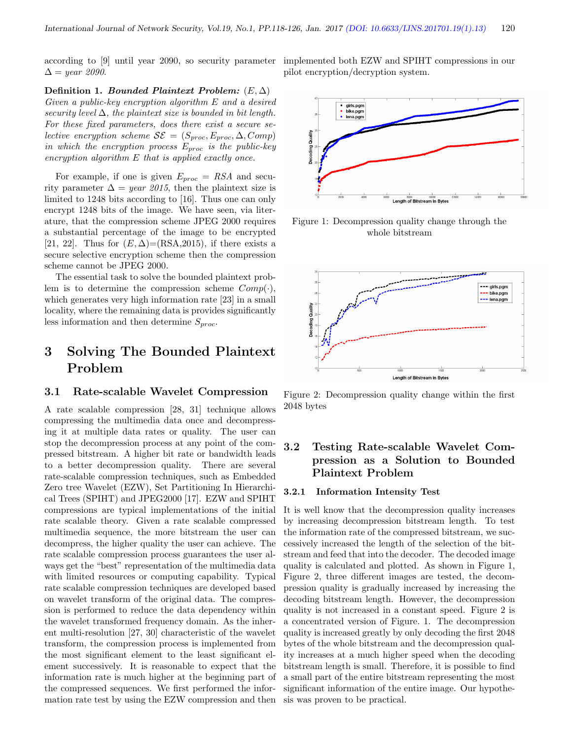according to [9] until year 2090, so security parameter $\Delta = year\ 2090$.

**Definition 1.** ***Bounded Plaintext Problem:*** $(E, \Delta)$ *Given a public-key encryption algorithm E and a desired security level* $\Delta$*, the plaintext size is bounded in bit length. For these fixed parameters, does there exist a secure selective encryption scheme* $\mathcal{SE} = (S_{proc}, E_{proc}, \Delta, Comp)$ *in which the encryption process* $E_{proc}$ *is the public-key encryption algorithm E that is applied exactly once.*

For example, if one is given $E_{proc} = RSA$ and security parameter $\Delta = year\ 2015$, then the plaintext size is limited to 1248 bits according to [16]. Thus one can only encrypt 1248 bits of the image. We have seen, via literature, that the compression scheme JPEG 2000 requires a substantial percentage of the image to be encrypted [21, 22]. Thus for $(E, \Delta)$=(RSA,2015), if there exists a secure selective encryption scheme then the compression scheme cannot be JPEG 2000.

The essential task to solve the bounded plaintext problem is to determine the compression scheme $Comp(\cdot)$, which generates very high information rate [23] in a small locality, where the remaining data is provides significantly less information and then determine $S_{proc}$.

# 3 Solving The Bounded Plaintext Problem

## 3.1 Rate-scalable Wavelet Compression

A rate scalable compression [28, 31] technique allows compressing the multimedia data once and decompressing it at multiple data rates or quality. The user can stop the decompression process at any point of the compressed bitstream. A higher bit rate or bandwidth leads to a better decompression quality. There are several rate-scalable compression techniques, such as Embedded Zero tree Wavelet (EZW), Set Partitioning In Hierarchical Trees (SPIHT) and JPEG2000 [17]. EZW and SPIHT compressions are typical implementations of the initial rate scalable theory. Given a rate scalable compressed multimedia sequence, the more bitstream the user can decompress, the higher quality the user can achieve. The rate scalable compression process guarantees the user always get the "best" representation of the multimedia data with limited resources or computing capability. Typical rate scalable compression techniques are developed based on wavelet transform of the original data. The compression is performed to reduce the data dependency within the wavelet transformed frequency domain. As the inherent multi-resolution [27, 30] characteristic of the wavelet transform, the compression process is implemented from the most significant element to the least significant element successively. It is reasonable to expect that the information rate is much higher at the beginning part of the compressed sequences. We first performed the information rate test by using the EZW compression and then implemented both EZW and SPIHT compressions in our pilot encryption/decryption system.

Figure 1: Decompression quality change through the whole bitstream

Figure 2: Decompression quality change within the first 2048 bytes

## 3.2 Testing Rate-scalable Wavelet Compression as a Solution to Bounded Plaintext Problem

### 3.2.1 Information Intensity Test

It is well know that the decompression quality increases by increasing decompression bitstream length. To test the information rate of the compressed bitstream, we successively increased the length of the selection of the bitstream and feed that into the decoder. The decoded image quality is calculated and plotted. As shown in Figure 1, Figure 2, three different images are tested, the decompression quality is gradually increased by increasing the decoding bitstream length. However, the decompression quality is not increased in a constant speed. Figure 2 is a concentrated version of Figure. 1. The decompression quality is increased greatly by only decoding the first 2048 bytes of the whole bitstream and the decompression quality increases at a much higher speed when the decoding bitstream length is small. Therefore, it is possible to find a small part of the entire bitstream representing the most significant information of the entire image. Our hypothesis was proven to be practical.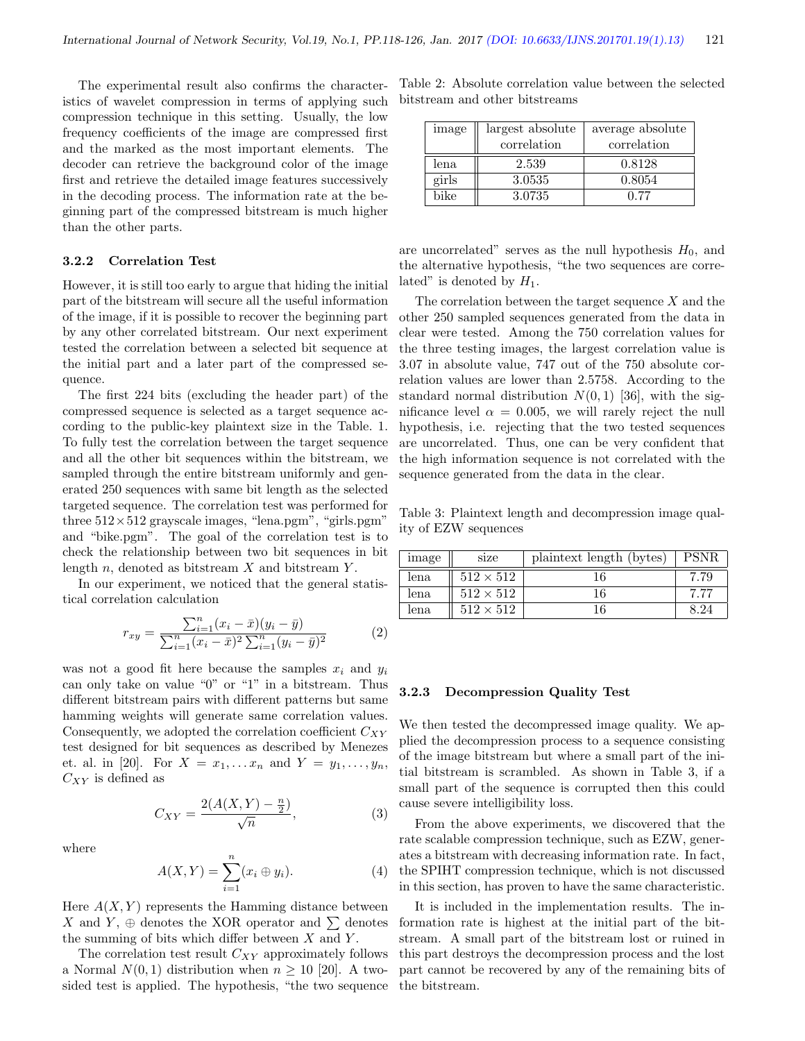The experimental result also confirms the characteristics of wavelet compression in terms of applying such compression technique in this setting. Usually, the low frequency coefficients of the image are compressed first and the marked as the most important elements. The decoder can retrieve the background color of the image first and retrieve the detailed image features successively in the decoding process. The information rate at the beginning part of the compressed bitstream is much higher than the other parts.

#### 3.2.2 Correlation Test

However, it is still too early to argue that hiding the initial part of the bitstream will secure all the useful information of the image, if it is possible to recover the beginning part by any other correlated bitstream. Our next experiment tested the correlation between a selected bit sequence at the initial part and a later part of the compressed sequence.

The first 224 bits (excluding the header part) of the compressed sequence is selected as a target sequence according to the public-key plaintext size in the Table. 1. To fully test the correlation between the target sequence and all the other bit sequences within the bitstream, we sampled through the entire bitstream uniformly and generated 250 sequences with same bit length as the selected targeted sequence. The correlation test was performed for three $512 \times 512$ grayscale images, "lena.pgm", "girls.pgm" and "bike.pgm". The goal of the correlation test is to check the relationship between two bit sequences in bit length $n$, denoted as bitstream $X$ and bitstream $Y$.

In our experiment, we noticed that the general statistical correlation calculation

$$r_{xy} = \frac{\sum_{i=1}^{n}(x_i - \bar{x})(y_i - \bar{y})}{\sum_{i=1}^{n}(x_i - \bar{x})^2 \sum_{i=1}^{n}(y_i - \bar{y})^2} \tag{2}$$

was not a good fit here because the samples $x_i$ and $y_i$ can only take on value "0" or "1" in a bitstream. Thus different bitstream pairs with different patterns but same hamming weights will generate same correlation values. Consequently, we adopted the correlation coefficient $C_{XY}$ test designed for bit sequences as described by Menezes et. al. in [20]. For $X = x_1, \dots x_n$ and $Y = y_1, \dots, y_n$, $C_{XY}$ is defined as

$$C_{XY} = \frac{2(A(X,Y) - \frac{n}{2})}{\sqrt{n}}, \tag{3}$$

where

$$A(X,Y) = \sum_{i=1}^{n}(x_i \oplus y_i). \tag{4}$$

Here $A(X,Y)$ represents the Hamming distance between $X$ and $Y$, $\oplus$ denotes the XOR operator and $\sum$ denotes the summing of bits which differ between $X$ and $Y$.

The correlation test result $C_{XY}$ approximately follows a Normal $N(0,1)$ distribution when $n \geq 10$ [20]. A two-sided test is applied. The hypothesis, "the two sequence are uncorrelated" serves as the null hypothesis $H_0$, and the alternative hypothesis, "the two sequences are correlated" is denoted by $H_1$.

Table 2: Absolute correlation value between the selected bitstream and other bitstreams

| image | largest absolute correlation | average absolute correlation |
|---|---|---|
| lena | 2.539 | 0.8128 |
| girls | 3.0535 | 0.8054 |
| bike | 3.0735 | 0.77 |

The correlation between the target sequence $X$ and the other 250 sampled sequences generated from the data in clear were tested. Among the 750 correlation values for the three testing images, the largest correlation value is 3.07 in absolute value, 747 out of the 750 absolute correlation values are lower than 2.5758. According to the standard normal distribution $N(0,1)$ [36], with the significance level $\alpha = 0.005$, we will rarely reject the null hypothesis, i.e. rejecting that the two tested sequences are uncorrelated. Thus, one can be very confident that the high information sequence is not correlated with the sequence generated from the data in the clear.

Table 3: Plaintext length and decompression image quality of EZW sequences

| image | size | plaintext length (bytes) | PSNR |
|---|---|---|---|
| lena | $512 \times 512$ | 16 | 7.79 |
| lena | $512 \times 512$ | 16 | 7.77 |
| lena | $512 \times 512$ | 16 | 8.24 |

#### 3.2.3 Decompression Quality Test

We then tested the decompressed image quality. We applied the decompression process to a sequence consisting of the image bitstream but where a small part of the initial bitstream is scrambled. As shown in Table 3, if a small part of the sequence is corrupted then this could cause severe intelligibility loss.

From the above experiments, we discovered that the rate scalable compression technique, such as EZW, generates a bitstream with decreasing information rate. In fact, the SPIHT compression technique, which is not discussed in this section, has proven to have the same characteristic.

It is included in the implementation results. The information rate is highest at the initial part of the bitstream. A small part of the bitstream lost or ruined in this part destroys the decompression process and the lost part cannot be recovered by any of the remaining bits of the bitstream.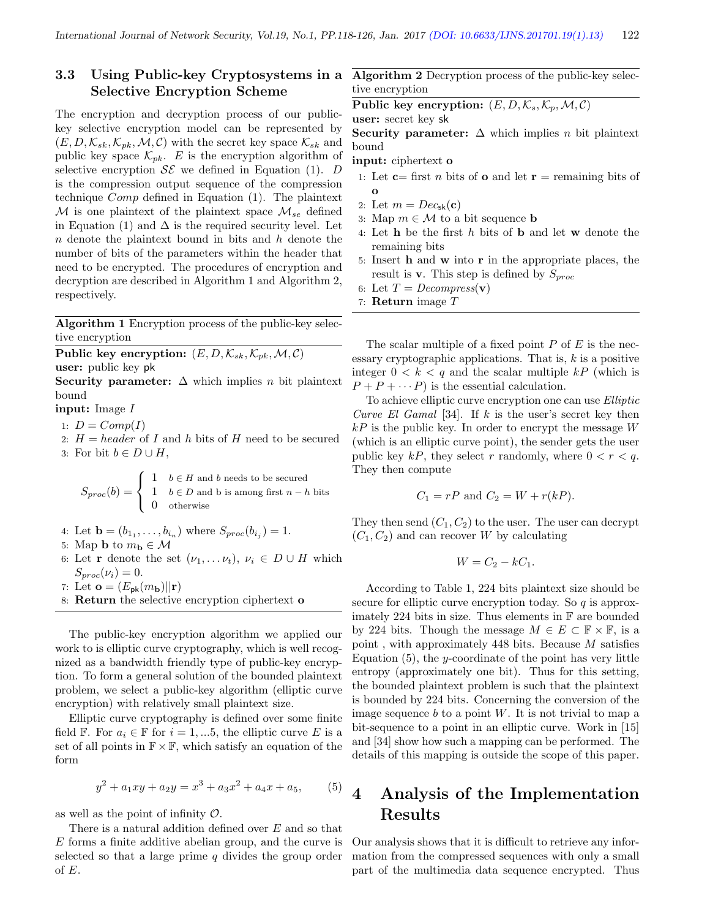### 3.3 Using Public-key Cryptosystems in a Selective Encryption Scheme

The encryption and decryption process of our public-key selective encryption model can be represented by $(E, D, \mathcal{K}_{sk}, \mathcal{K}_{pk}, \mathcal{M}, \mathcal{C})$ with the secret key space $\mathcal{K}_{sk}$ and public key space $\mathcal{K}_{pk}$. $E$ is the encryption algorithm of selective encryption $\mathcal{SE}$ we defined in Equation (1). $D$ is the compression output sequence of the compression technique *Comp* defined in Equation (1). The plaintext $\mathcal{M}$ is one plaintext of the plaintext space $\mathcal{M}_{se}$ defined in Equation (1) and $\Delta$ is the required security level. Let $n$ denote the plaintext bound in bits and $h$ denote the number of bits of the parameters within the header that need to be encrypted. The procedures of encryption and decryption are described in Algorithm 1 and Algorithm 2, respectively.

**Algorithm 1** Encryption process of the public-key selective encryption

**Public key encryption:** $(E, D, \mathcal{K}_{sk}, \mathcal{K}_{pk}, \mathcal{M}, \mathcal{C})$
**user:** public key $\mathsf{pk}$
**Security parameter:** $\Delta$ which implies $n$ bit plaintext bound
**input:** Image $I$

1. $D = Comp(I)$
2. $H = header$ of $I$ and $h$ bits of $H$ need to be secured
3. For bit $b \in D \cup H$,
$$S_{proc}(b) = \begin{cases} 1 & b \in H \text{ and } b \text{ needs to be secured} \\ 1 & b \in D \text{ and b is among first } n-h \text{ bits} \\ 0 & \text{otherwise} \end{cases}$$
4. Let $\mathbf{b} = (b_{1_1}, \ldots, b_{i_n})$ where $S_{proc}(b_{i_j}) = 1$.
5. Map $\mathbf{b}$ to $m_{\mathbf{b}} \in \mathcal{M}$
6. Let $\mathbf{r}$ denote the set $(\nu_1, \ldots \nu_t)$, $\nu_i \in D \cup H$ which $S_{proc}(\nu_i) = 0$.
7. Let $\mathbf{o} = (E_{\mathsf{pk}}(m_{\mathbf{b}})||\mathbf{r})$
8. **Return** the selective encryption ciphertext $\mathbf{o}$

The public-key encryption algorithm we applied our work to is elliptic curve cryptography, which is well recognized as a bandwidth friendly type of public-key encryption. To form a general solution of the bounded plaintext problem, we select a public-key algorithm (elliptic curve encryption) with relatively small plaintext size.

Elliptic curve cryptography is defined over some finite field $\mathbb{F}$. For $a_i \in \mathbb{F}$ for $i = 1, ...5$, the elliptic curve $E$ is a set of all points in $\mathbb{F} \times \mathbb{F}$, which satisfy an equation of the form

$$y^2 + a_1xy + a_2y = x^3 + a_3x^2 + a_4x + a_5, \qquad (5)$$

as well as the point of infinity $\mathcal{O}$.

There is a natural addition defined over $E$ and so that $E$ forms a finite additive abelian group, and the curve is selected so that a large prime $q$ divides the group order of $E$.

**Algorithm 2** Decryption process of the public-key selective encryption

**Public key encryption:** $(E, D, \mathcal{K}_s, \mathcal{K}_p, \mathcal{M}, \mathcal{C})$
**user:** secret key $\mathsf{sk}$
**Security parameter:** $\Delta$ which implies $n$ bit plaintext bound
**input:** ciphertext $\mathbf{o}$

1. Let $\mathbf{c}$= first $n$ bits of $\mathbf{o}$ and let $\mathbf{r}$ = remaining bits of $\mathbf{o}$
2. Let $m = Dec_{\mathsf{sk}}(\mathbf{c})$
3. Map $m \in \mathcal{M}$ to a bit sequence $\mathbf{b}$
4. Let $\mathbf{h}$ be the first $h$ bits of $\mathbf{b}$ and let $\mathbf{w}$ denote the remaining bits
5. Insert $\mathbf{h}$ and $\mathbf{w}$ into $\mathbf{r}$ in the appropriate places, the result is $\mathbf{v}$. This step is defined by $S_{proc}$
6. Let $T = Decompress(\mathbf{v})$
7. **Return** image $T$

The scalar multiple of a fixed point $P$ of $E$ is the necessary cryptographic applications. That is, $k$ is a positive integer $0 < k < q$ and the scalar multiple $kP$ (which is $P + P + \cdots P$) is the essential calculation.

To achieve elliptic curve encryption one can use *Elliptic Curve El Gamal* [34]. If $k$ is the user's secret key then $kP$ is the public key. In order to encrypt the message $W$ (which is an elliptic curve point), the sender gets the user public key $kP$, they select $r$ randomly, where $0 < r < q$. They then compute

$$C_1 = rP \text{ and } C_2 = W + r(kP).$$

They then send $(C_1, C_2)$ to the user. The user can decrypt $(C_1, C_2)$ and can recover $W$ by calculating

$$W = C_2 - kC_1.$$

According to Table 1, 224 bits plaintext size should be secure for elliptic curve encryption today. So $q$ is approximately 224 bits in size. Thus elements in $\mathbb{F}$ are bounded by 224 bits. Though the message $M \in E \subset \mathbb{F} \times \mathbb{F}$, is a point , with approximately 448 bits. Because $M$ satisfies Equation (5), the $y$-coordinate of the point has very little entropy (approximately one bit). Thus for this setting, the bounded plaintext problem is such that the plaintext is bounded by 224 bits. Concerning the conversion of the image sequence $b$ to a point $W$. It is not trivial to map a bit-sequence to a point in an elliptic curve. Work in [15] and [34] show how such a mapping can be performed. The details of this mapping is outside the scope of this paper.

# 4 Analysis of the Implementation Results

Our analysis shows that it is difficult to retrieve any information from the compressed sequences with only a small part of the multimedia data sequence encrypted. Thus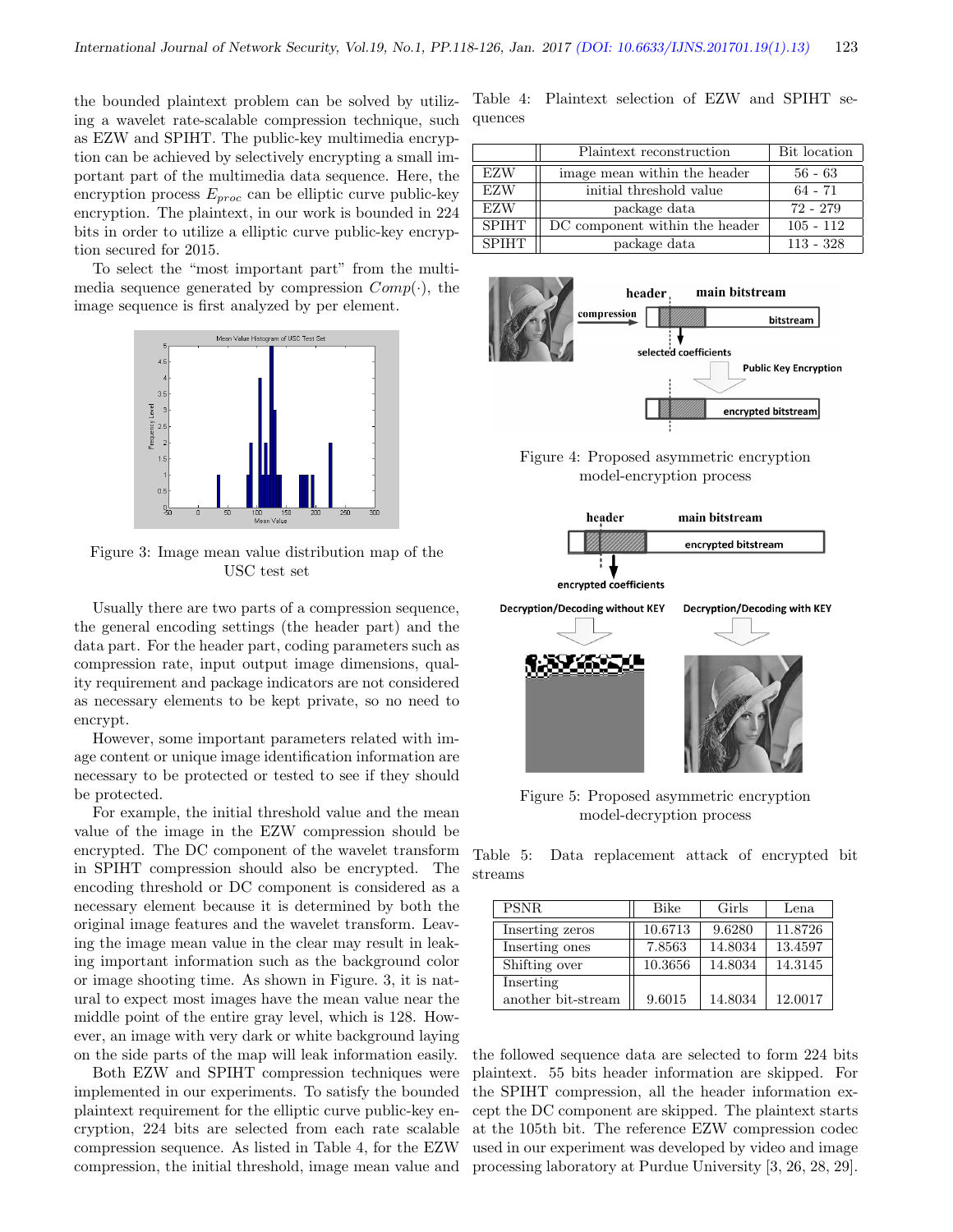the bounded plaintext problem can be solved by utilizing a wavelet rate-scalable compression technique, such as EZW and SPIHT. The public-key multimedia encryption can be achieved by selectively encrypting a small important part of the multimedia data sequence. Here, the encryption process $E_{proc}$ can be elliptic curve public-key encryption. The plaintext, in our work is bounded in 224 bits in order to utilize a elliptic curve public-key encryption secured for 2015.

To select the "most important part" from the multimedia sequence generated by compression $Comp(\cdot)$, the image sequence is first analyzed by per element.

Figure 3: Image mean value distribution map of the USC test set

Usually there are two parts of a compression sequence, the general encoding settings (the header part) and the data part. For the header part, coding parameters such as compression rate, input output image dimensions, quality requirement and package indicators are not considered as necessary elements to be kept private, so no need to encrypt.

However, some important parameters related with image content or unique image identification information are necessary to be protected or tested to see if they should be protected.

For example, the initial threshold value and the mean value of the image in the EZW compression should be encrypted. The DC component of the wavelet transform in SPIHT compression should also be encrypted. The encoding threshold or DC component is considered as a necessary element because it is determined by both the original image features and the wavelet transform. Leaving the image mean value in the clear may result in leaking important information such as the background color or image shooting time. As shown in Figure. 3, it is natural to expect most images have the mean value near the middle point of the entire gray level, which is 128. However, an image with very dark or white background laying on the side parts of the map will leak information easily.

Both EZW and SPIHT compression techniques were implemented in our experiments. To satisfy the bounded plaintext requirement for the elliptic curve public-key encryption, 224 bits are selected from each rate scalable compression sequence. As listed in Table 4, for the EZW compression, the initial threshold, image mean value and the followed sequence data are selected to form 224 bits plaintext. 55 bits header information are skipped. For the SPIHT compression, all the header information except the DC component are skipped. The plaintext starts at the 105th bit. The reference EZW compression codec used in our experiment was developed by video and image processing laboratory at Purdue University [3, 26, 28, 29].

Table 4: Plaintext selection of EZW and SPIHT sequences

| | Plaintext reconstruction | Bit location |
|---|---|---|
| EZW | image mean within the header | 56 - 63 |
| EZW | initial threshold value | 64 - 71 |
| EZW | package data | 72 - 279 |
| SPIHT | DC component within the header | 105 - 112 |
| SPIHT | package data | 113 - 328 |

Figure 4: Proposed asymmetric encryption model-encryption process

Figure 5: Proposed asymmetric encryption model-decryption process

Table 5: Data replacement attack of encrypted bit streams

| PSNR | Bike | Girls | Lena |
|---|---|---|---|
| Inserting zeros | 10.6713 | 9.6280 | 11.8726 |
| Inserting ones | 7.8563 | 14.8034 | 13.4597 |
| Shifting over | 10.3656 | 14.8034 | 14.3145 |
| Inserting another bit-stream | 9.6015 | 14.8034 | 12.0017 |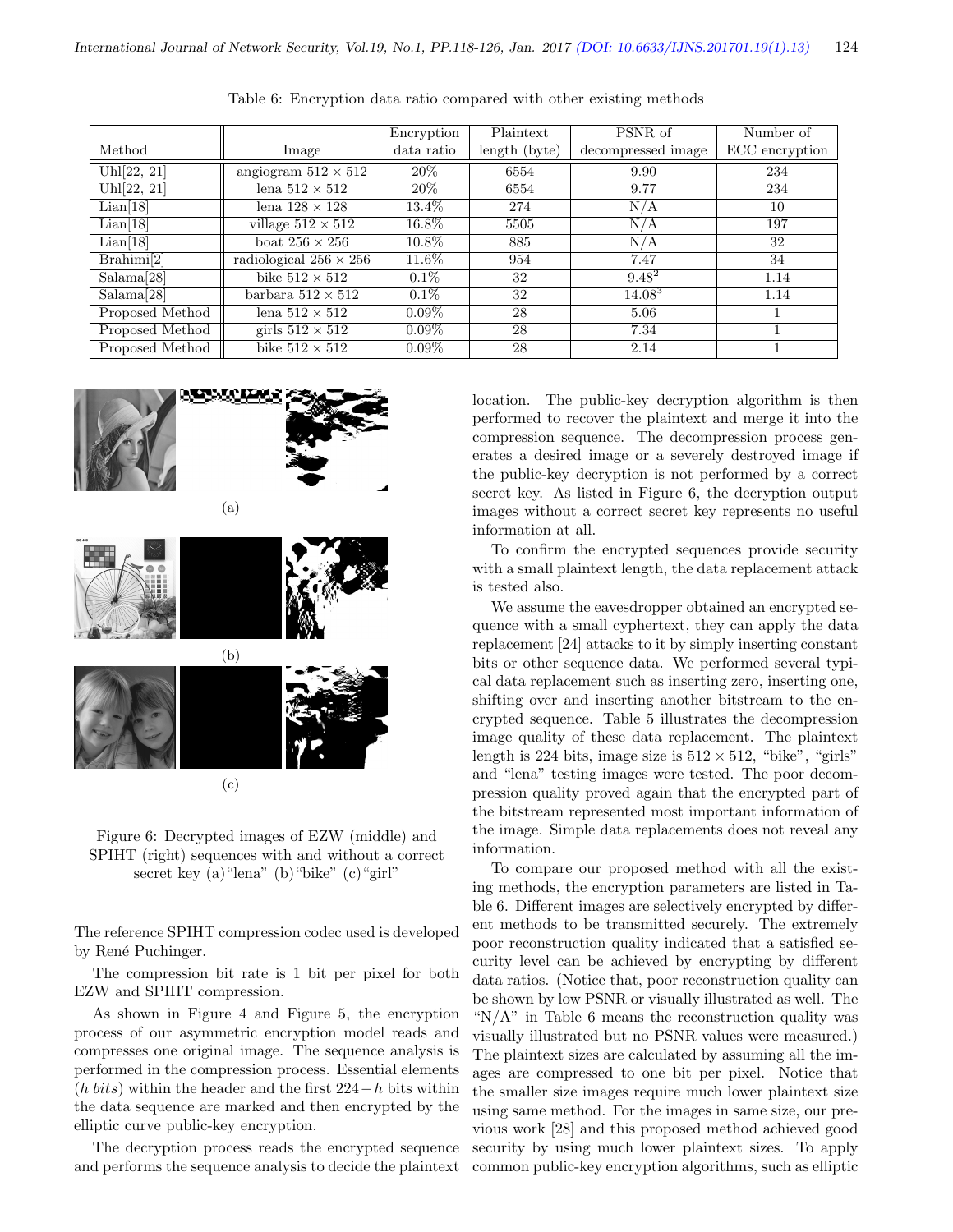Table 6: Encryption data ratio compared with other existing methods

| Method | Image | Encryption data ratio | Plaintext length (byte) | PSNR of decompressed image | Number of ECC encryption |
|---|---|---|---|---|---|
| Uhl[22, 21] | angiogram $512 \times 512$ | 20% | 6554 | 9.90 | 234 |
| Uhl[22, 21] | lena $512 \times 512$ | 20% | 6554 | 9.77 | 234 |
| Lian[18] | lena $128 \times 128$ | 13.4% | 274 | N/A | 10 |
| Lian[18] | village $512 \times 512$ | 16.8% | 5505 | N/A | 197 |
| Lian[18] | boat $256 \times 256$ | 10.8% | 885 | N/A | 32 |
| Brahimi[2] | radiological $256 \times 256$ | 11.6% | 954 | 7.47 | 34 |
| Salama[28] | bike $512 \times 512$ | 0.1% | 32 | 9.48[2] | 1.14 |
| Salama[28] | barbara $512 \times 512$ | 0.1% | 32 | 14.08[3] | 1.14 |
| Proposed Method | lena $512 \times 512$ | 0.09% | 28 | 5.06 | 1 |
| Proposed Method | girls $512 \times 512$ | 0.09% | 28 | 7.34 | 1 |
| Proposed Method | bike $512 \times 512$ | 0.09% | 28 | 2.14 | 1 |

(a)

(b)

(c)

Figure 6: Decrypted images of EZW (middle) and SPIHT (right) sequences with and without a correct secret key (a)"lena" (b)"bike" (c)"girl"

The reference SPIHT compression codec used is developed by René Puchinger.

The compression bit rate is 1 bit per pixel for both EZW and SPIHT compression.

As shown in Figure 4 and Figure 5, the encryption process of our asymmetric encryption model reads and compresses one original image. The sequence analysis is performed in the compression process. Essential elements ($h$ *bits*) within the header and the first $224-h$ bits within the data sequence are marked and then encrypted by the elliptic curve public-key encryption.

The decryption process reads the encrypted sequence and performs the sequence analysis to decide the plaintext location. The public-key decryption algorithm is then performed to recover the plaintext and merge it into the compression sequence. The decompression process generates a desired image or a severely destroyed image if the public-key decryption is not performed by a correct secret key. As listed in Figure 6, the decryption output images without a correct secret key represents no useful information at all.

To confirm the encrypted sequences provide security with a small plaintext length, the data replacement attack is tested also.

We assume the eavesdropper obtained an encrypted sequence with a small cyphertext, they can apply the data replacement [24] attacks to it by simply inserting constant bits or other sequence data. We performed several typical data replacement such as inserting zero, inserting one, shifting over and inserting another bitstream to the encrypted sequence. Table 5 illustrates the decompression image quality of these data replacement. The plaintext length is 224 bits, image size is $512 \times 512$, "bike", "girls" and "lena" testing images were tested. The poor decompression quality proved again that the encrypted part of the bitstream represented most important information of the image. Simple data replacements does not reveal any information.

To compare our proposed method with all the existing methods, the encryption parameters are listed in Table 6. Different images are selectively encrypted by different methods to be transmitted securely. The extremely poor reconstruction quality indicated that a satisfied security level can be achieved by encrypting by different data ratios. (Notice that, poor reconstruction quality can be shown by low PSNR or visually illustrated as well. The "N/A" in Table 6 means the reconstruction quality was visually illustrated but no PSNR values were measured.) The plaintext sizes are calculated by assuming all the images are compressed to one bit per pixel. Notice that the smaller size images require much lower plaintext size using same method. For the images in same size, our previous work [28] and this proposed method achieved good security by using much lower plaintext sizes. To apply common public-key encryption algorithms, such as elliptic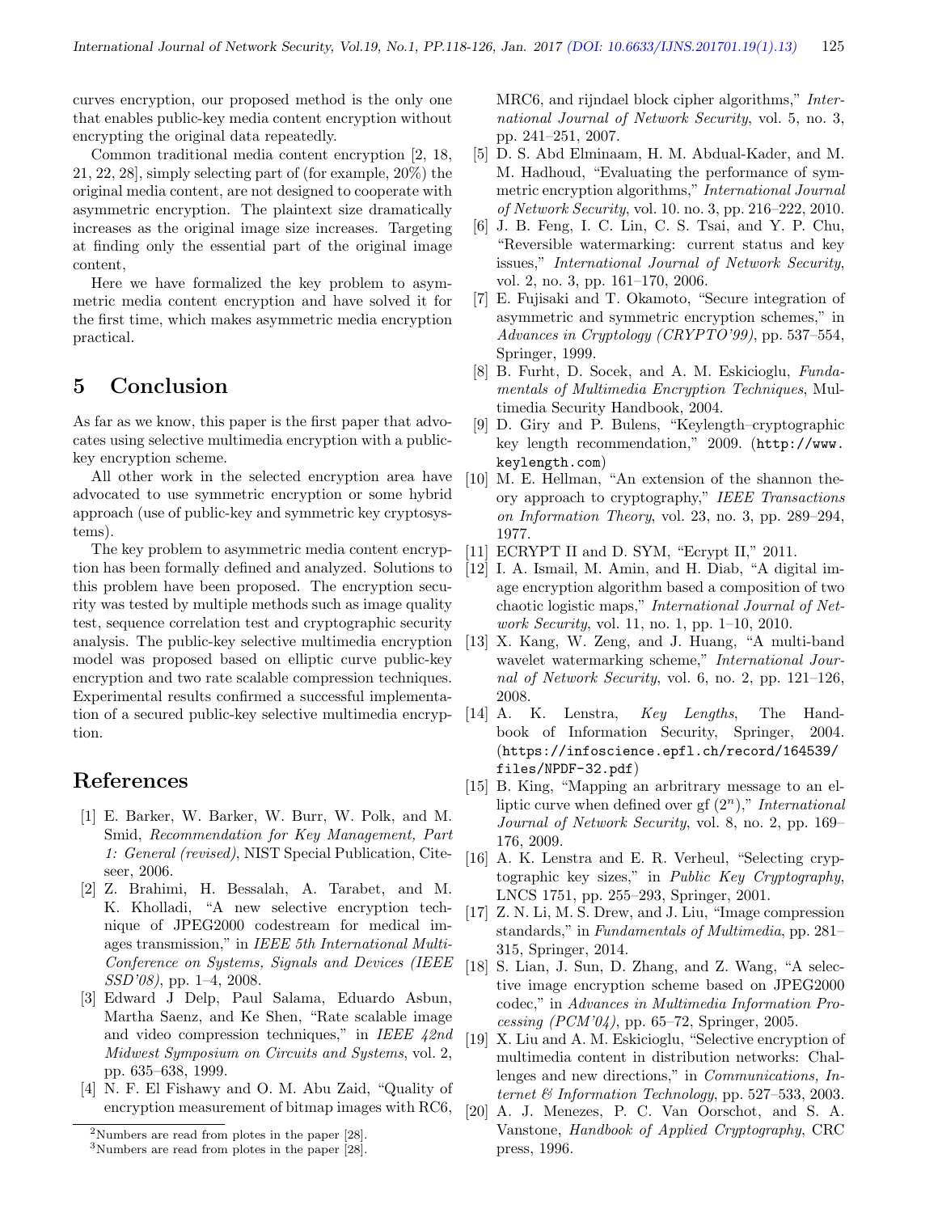curves encryption, our proposed method is the only one that enables public-key media content encryption without encrypting the original data repeatedly.

Common traditional media content encryption [2, 18, 21, 22, 28], simply selecting part of (for example, 20%) the original media content, are not designed to cooperate with asymmetric encryption. The plaintext size dramatically increases as the original image size increases. Targeting at finding only the essential part of the original image content,

Here we have formalized the key problem to asymmetric media content encryption and have solved it for the first time, which makes asymmetric media encryption practical.

## 5 Conclusion

As far as we know, this paper is the first paper that advocates using selective multimedia encryption with a public-key encryption scheme.

All other work in the selected encryption area have advocated to use symmetric encryption or some hybrid approach (use of public-key and symmetric key cryptosystems).

The key problem to asymmetric media content encryption has been formally defined and analyzed. Solutions to this problem have been proposed. The encryption security was tested by multiple methods such as image quality test, sequence correlation test and cryptographic security analysis. The public-key selective multimedia encryption model was proposed based on elliptic curve public-key encryption and two rate scalable compression techniques. Experimental results confirmed a successful implementation of a secured public-key selective multimedia encryption.

## References

[1] E. Barker, W. Barker, W. Burr, W. Polk, and M. Smid, *Recommendation for Key Management, Part 1: General (revised)*, NIST Special Publication, Citeseer, 2006.

[2] Z. Brahimi, H. Bessalah, A. Tarabet, and M. K. Kholladi, "A new selective encryption technique of JPEG2000 codestream for medical images transmission," in *IEEE 5th International Multi-Conference on Systems, Signals and Devices (IEEE SSD'08)*, pp. 1–4, 2008.

[3] Edward J Delp, Paul Salama, Eduardo Asbun, Martha Saenz, and Ke Shen, "Rate scalable image and video compression techniques," in *IEEE 42nd Midwest Symposium on Circuits and Systems*, vol. 2, pp. 635–638, 1999.

[4] N. F. El Fishawy and O. M. Abu Zaid, "Quality of encryption measurement of bitmap images with RC6, MRC6, and rijndael block cipher algorithms," *International Journal of Network Security*, vol. 5, no. 3, pp. 241–251, 2007.

[5] D. S. Abd Elminaam, H. M. Abdual-Kader, and M. M. Hadhoud, "Evaluating the performance of symmetric encryption algorithms," *International Journal of Network Security*, vol. 10. no. 3, pp. 216–222, 2010.

[6] J. B. Feng, I. C. Lin, C. S. Tsai, and Y. P. Chu, "Reversible watermarking: current status and key issues," *International Journal of Network Security*, vol. 2, no. 3, pp. 161–170, 2006.

[7] E. Fujisaki and T. Okamoto, "Secure integration of asymmetric and symmetric encryption schemes," in *Advances in Cryptology (CRYPTO'99)*, pp. 537–554, Springer, 1999.

[8] B. Furht, D. Socek, and A. M. Eskicioglu, *Fundamentals of Multimedia Encryption Techniques*, Multimedia Security Handbook, 2004.

[9] D. Giry and P. Bulens, "Keylength–cryptographic key length recommendation," 2009. (http://www.keylength.com)

[10] M. E. Hellman, "An extension of the shannon theory approach to cryptography," *IEEE Transactions on Information Theory*, vol. 23, no. 3, pp. 289–294, 1977.

[11] ECRYPT II and D. SYM, "Ecrypt II," 2011.

[12] I. A. Ismail, M. Amin, and H. Diab, "A digital image encryption algorithm based a composition of two chaotic logistic maps," *International Journal of Network Security*, vol. 11, no. 1, pp. 1–10, 2010.

[13] X. Kang, W. Zeng, and J. Huang, "A multi-band wavelet watermarking scheme," *International Journal of Network Security*, vol. 6, no. 2, pp. 121–126, 2008.

[14] A. K. Lenstra, *Key Lengths*, The Handbook of Information Security, Springer, 2004. (https://infoscience.epfl.ch/record/164539/files/NPDF-32.pdf)

[15] B. King, "Mapping an arbitrary message to an elliptic curve when defined over gf $(2^n)$," *International Journal of Network Security*, vol. 8, no. 2, pp. 169–176, 2009.

[16] A. K. Lenstra and E. R. Verheul, "Selecting cryptographic key sizes," in *Public Key Cryptography*, LNCS 1751, pp. 255–293, Springer, 2001.

[17] Z. N. Li, M. S. Drew, and J. Liu, "Image compression standards," in *Fundamentals of Multimedia*, pp. 281–315, Springer, 2014.

[18] S. Lian, J. Sun, D. Zhang, and Z. Wang, "A selective image encryption scheme based on JPEG2000 codec," in *Advances in Multimedia Information Processing (PCM'04)*, pp. 65–72, Springer, 2005.

[19] X. Liu and A. M. Eskicioglu, "Selective encryption of multimedia content in distribution networks: Challenges and new directions," in *Communications, Internet & Information Technology*, pp. 527–533, 2003.

[20] A. J. Menezes, P. C. Van Oorschot, and S. A. Vanstone, *Handbook of Applied Cryptography*, CRC press, 1996.

---

[2] Numbers are read from plotes in the paper [28].

[3] Numbers are read from plotes in the paper [28].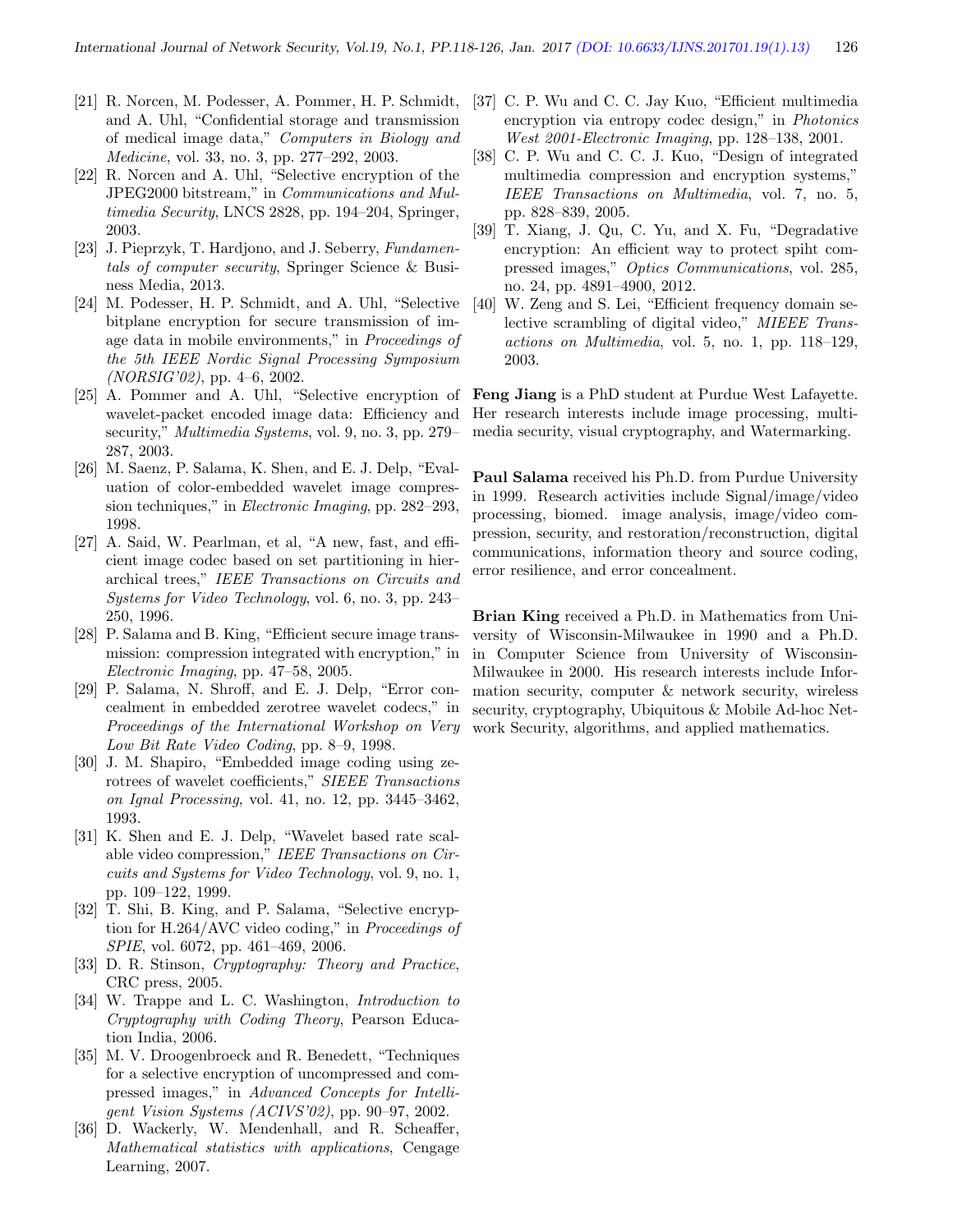[21] R. Norcen, M. Podesser, A. Pommer, H. P. Schmidt, and A. Uhl, "Confidential storage and transmission of medical image data," *Computers in Biology and Medicine*, vol. 33, no. 3, pp. 277–292, 2003.

[22] R. Norcen and A. Uhl, "Selective encryption of the JPEG2000 bitstream," in *Communications and Multimedia Security*, LNCS 2828, pp. 194–204, Springer, 2003.

[23] J. Pieprzyk, T. Hardjono, and J. Seberry, *Fundamentals of computer security*, Springer Science & Business Media, 2013.

[24] M. Podesser, H. P. Schmidt, and A. Uhl, "Selective bitplane encryption for secure transmission of image data in mobile environments," in *Proceedings of the 5th IEEE Nordic Signal Processing Symposium (NORSIG'02)*, pp. 4–6, 2002.

[25] A. Pommer and A. Uhl, "Selective encryption of wavelet-packet encoded image data: Efficiency and security," *Multimedia Systems*, vol. 9, no. 3, pp. 279–287, 2003.

[26] M. Saenz, P. Salama, K. Shen, and E. J. Delp, "Evaluation of color-embedded wavelet image compression techniques," in *Electronic Imaging*, pp. 282–293, 1998.

[27] A. Said, W. Pearlman, et al, "A new, fast, and efficient image codec based on set partitioning in hierarchical trees," *IEEE Transactions on Circuits and Systems for Video Technology*, vol. 6, no. 3, pp. 243–250, 1996.

[28] P. Salama and B. King, "Efficient secure image transmission: compression integrated with encryption," in *Electronic Imaging*, pp. 47–58, 2005.

[29] P. Salama, N. Shroff, and E. J. Delp, "Error concealment in embedded zerotree wavelet codecs," in *Proceedings of the International Workshop on Very Low Bit Rate Video Coding*, pp. 8–9, 1998.

[30] J. M. Shapiro, "Embedded image coding using zerotrees of wavelet coefficients," *SIEEE Transactions on Ignal Processing*, vol. 41, no. 12, pp. 3445–3462, 1993.

[31] K. Shen and E. J. Delp, "Wavelet based rate scalable video compression," *IEEE Transactions on Circuits and Systems for Video Technology*, vol. 9, no. 1, pp. 109–122, 1999.

[32] T. Shi, B. King, and P. Salama, "Selective encryption for H.264/AVC video coding," in *Proceedings of SPIE*, vol. 6072, pp. 461–469, 2006.

[33] D. R. Stinson, *Cryptography: Theory and Practice*, CRC press, 2005.

[34] W. Trappe and L. C. Washington, *Introduction to Cryptography with Coding Theory*, Pearson Education India, 2006.

[35] M. V. Droogenbroeck and R. Benedett, "Techniques for a selective encryption of uncompressed and compressed images," in *Advanced Concepts for Intelligent Vision Systems (ACIVS'02)*, pp. 90–97, 2002.

[36] D. Wackerly, W. Mendenhall, and R. Scheaffer, *Mathematical statistics with applications*, Cengage Learning, 2007.

[37] C. P. Wu and C. C. Jay Kuo, "Efficient multimedia encryption via entropy codec design," in *Photonics West 2001-Electronic Imaging*, pp. 128–138, 2001.

[38] C. P. Wu and C. C. J. Kuo, "Design of integrated multimedia compression and encryption systems," *IEEE Transactions on Multimedia*, vol. 7, no. 5, pp. 828–839, 2005.

[39] T. Xiang, J. Qu, C. Yu, and X. Fu, "Degradative encryption: An efficient way to protect spiht compressed images," *Optics Communications*, vol. 285, no. 24, pp. 4891–4900, 2012.

[40] W. Zeng and S. Lei, "Efficient frequency domain selective scrambling of digital video," *MIEEE Transactions on Multimedia*, vol. 5, no. 1, pp. 118–129, 2003.

**Feng Jiang** is a PhD student at Purdue West Lafayette. Her research interests include image processing, multimedia security, visual cryptography, and Watermarking.

**Paul Salama** received his Ph.D. from Purdue University in 1999. Research activities include Signal/image/video processing, biomed. image analysis, image/video compression, security, and restoration/reconstruction, digital communications, information theory and source coding, error resilience, and error concealment.

**Brian King** received a Ph.D. in Mathematics from University of Wisconsin-Milwaukee in 1990 and a Ph.D. in Computer Science from University of Wisconsin-Milwaukee in 2000. His research interests include Information security, computer & network security, wireless security, cryptography, Ubiquitous & Mobile Ad-hoc Network Security, algorithms, and applied mathematics.